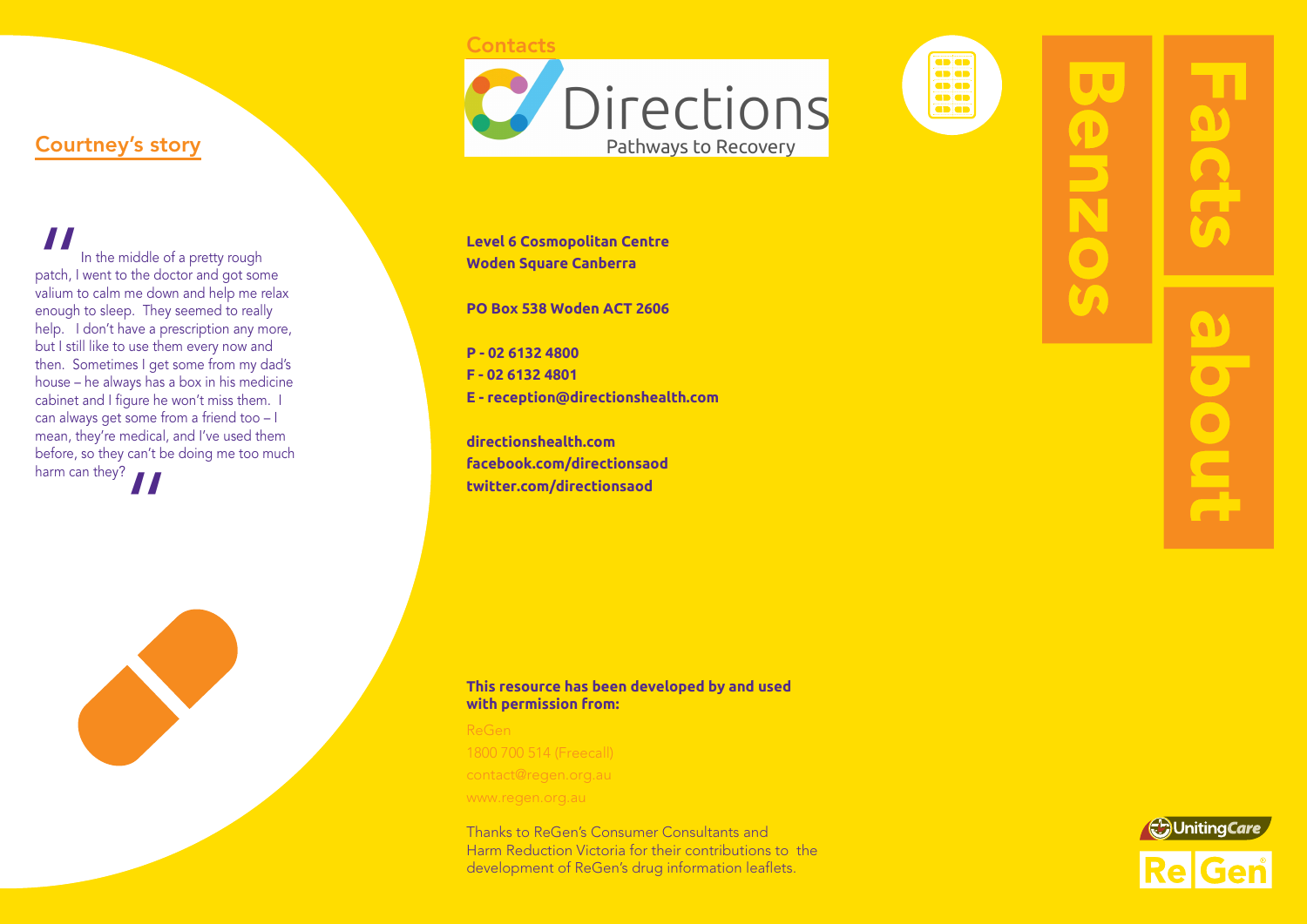# Facts about Benzos

## Courtney's story

"In the middle of a pretty rough patch, I went to the doctor and got some valium to calm me down and help me relax enough to sleep. They seemed to really help. I don't have a prescription any more, but I still like to use them every now and then. Sometimes I get some from my dad's house – he always has a box in his medicine cabinet and I figure he won't miss them. I can always get some from a friend too – I mean, they're medical, and I've used them before, so they can't be doing me too much harm can they?"

## Contacts

Directions
Pathways to Recovery

**Level 6 Cosmopolitan Centre**
**Woden Square Canberra**

**PO Box 538 Woden ACT 2606**

**P - 02 6132 4800**
**F - 02 6132 4801**
**E - reception@directionshealth.com**

**directionshealth.com**
**facebook.com/directionsaod**
**twitter.com/directionsaod**

**This resource has been developed by and used with permission from:**

ReGen
1800 700 514 (Freecall)
contact@regen.org.au
www.regen.org.au

Thanks to ReGen's Consumer Consultants and Harm Reduction Victoria for their contributions to the development of ReGen's drug information leaflets.

UnitingCare
ReGen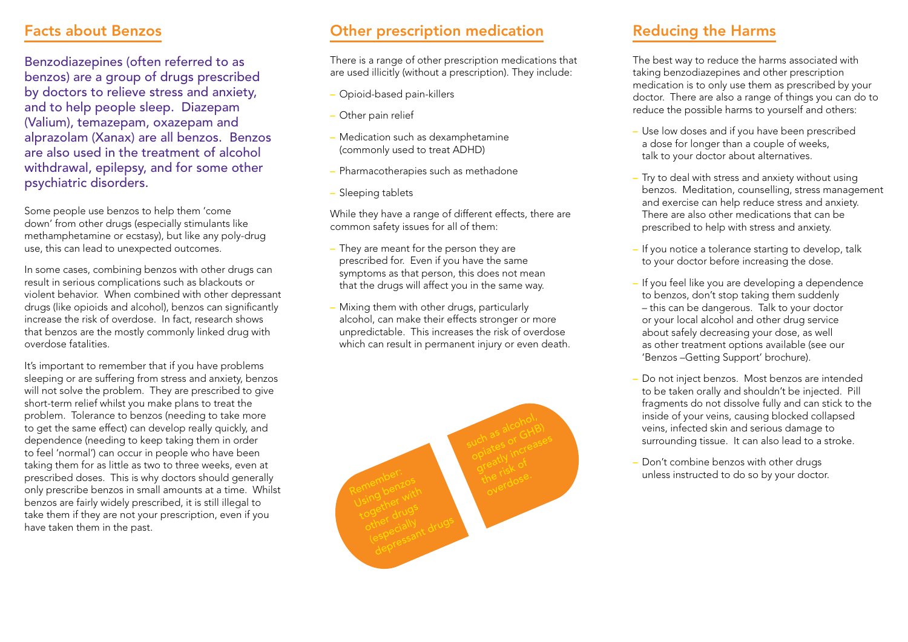## Facts about Benzos

Benzodiazepines (often referred to as benzos) are a group of drugs prescribed by doctors to relieve stress and anxiety, and to help people sleep. Diazepam (Valium), temazepam, oxazepam and alprazolam (Xanax) are all benzos. Benzos are also used in the treatment of alcohol withdrawal, epilepsy, and for some other psychiatric disorders.

Some people use benzos to help them 'come down' from other drugs (especially stimulants like methamphetamine or ecstasy), but like any poly-drug use, this can lead to unexpected outcomes.

In some cases, combining benzos with other drugs can result in serious complications such as blackouts or violent behavior. When combined with other depressant drugs (like opioids and alcohol), benzos can significantly increase the risk of overdose. In fact, research shows that benzos are the mostly commonly linked drug with overdose fatalities.

It's important to remember that if you have problems sleeping or are suffering from stress and anxiety, benzos will not solve the problem. They are prescribed to give short-term relief whilst you make plans to treat the problem. Tolerance to benzos (needing to take more to get the same effect) can develop really quickly, and dependence (needing to keep taking them in order to feel 'normal') can occur in people who have been taking them for as little as two to three weeks, even at prescribed doses. This is why doctors should generally only prescribe benzos in small amounts at a time. Whilst benzos are fairly widely prescribed, it is still illegal to take them if they are not your prescription, even if you have taken them in the past.

## Other prescription medication

There is a range of other prescription medications that are used illicitly (without a prescription). They include:

- Opioid-based pain-killers
- Other pain relief
- Medication such as dexamphetamine (commonly used to treat ADHD)
- Pharmacotherapies such as methadone
- Sleeping tablets

While they have a range of different effects, there are common safety issues for all of them:

- They are meant for the person they are prescribed for. Even if you have the same symptoms as that person, this does not mean that the drugs will affect you in the same way.
- Mixing them with other drugs, particularly alcohol, can make their effects stronger or more unpredictable. This increases the risk of overdose which can result in permanent injury or even death.

Remember: Using benzos together with other drugs (especially depressant drugs such as alcohol, opiates or GHB) greatly increases the risk of overdose.

## Reducing the Harms

The best way to reduce the harms associated with taking benzodiazepines and other prescription medication is to only use them as prescribed by your doctor. There are also a range of things you can do to reduce the possible harms to yourself and others:

- Use low doses and if you have been prescribed a dose for longer than a couple of weeks, talk to your doctor about alternatives.
- Try to deal with stress and anxiety without using benzos. Meditation, counselling, stress management and exercise can help reduce stress and anxiety. There are also other medications that can be prescribed to help with stress and anxiety.
- If you notice a tolerance starting to develop, talk to your doctor before increasing the dose.
- If you feel like you are developing a dependence to benzos, don't stop taking them suddenly – this can be dangerous. Talk to your doctor or your local alcohol and other drug service about safely decreasing your dose, as well as other treatment options available (see our 'Benzos –Getting Support' brochure).
- Do not inject benzos. Most benzos are intended to be taken orally and shouldn't be injected. Pill fragments do not dissolve fully and can stick to the inside of your veins, causing blocked collapsed veins, infected skin and serious damage to surrounding tissue. It can also lead to a stroke.
- Don't combine benzos with other drugs unless instructed to do so by your doctor.